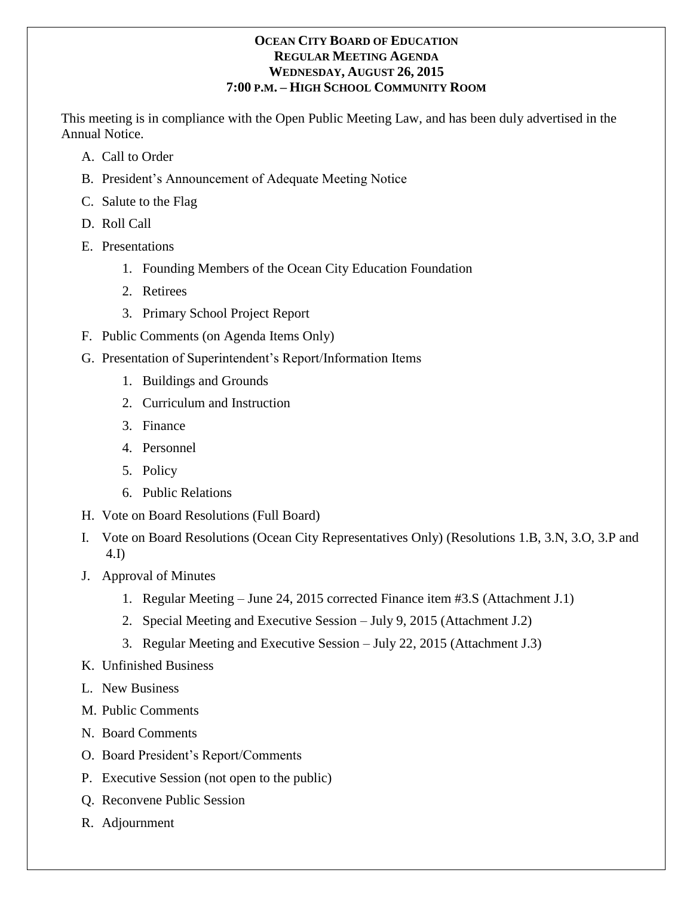# OCEAN CITY BOARD OF EDUCATION
## REGULAR MEETING AGENDA
## WEDNESDAY, AUGUST 26, 2015
## 7:00 P.M. – HIGH SCHOOL COMMUNITY ROOM

This meeting is in compliance with the Open Public Meeting Law, and has been duly advertised in the Annual Notice.

A. Call to Order

B. President's Announcement of Adequate Meeting Notice

C. Salute to the Flag

D. Roll Call

E. Presentations

   1. Founding Members of the Ocean City Education Foundation
   2. Retirees
   3. Primary School Project Report

F. Public Comments (on Agenda Items Only)

G. Presentation of Superintendent's Report/Information Items

   1. Buildings and Grounds
   2. Curriculum and Instruction
   3. Finance
   4. Personnel
   5. Policy
   6. Public Relations

H. Vote on Board Resolutions (Full Board)

I. Vote on Board Resolutions (Ocean City Representatives Only) (Resolutions 1.B, 3.N, 3.O, 3.P and 4.I)

J. Approval of Minutes

   1. Regular Meeting – June 24, 2015 corrected Finance item #3.S (Attachment J.1)
   2. Special Meeting and Executive Session – July 9, 2015 (Attachment J.2)
   3. Regular Meeting and Executive Session – July 22, 2015 (Attachment J.3)

K. Unfinished Business

L. New Business

M. Public Comments

N. Board Comments

O. Board President's Report/Comments

P. Executive Session (not open to the public)

Q. Reconvene Public Session

R. Adjournment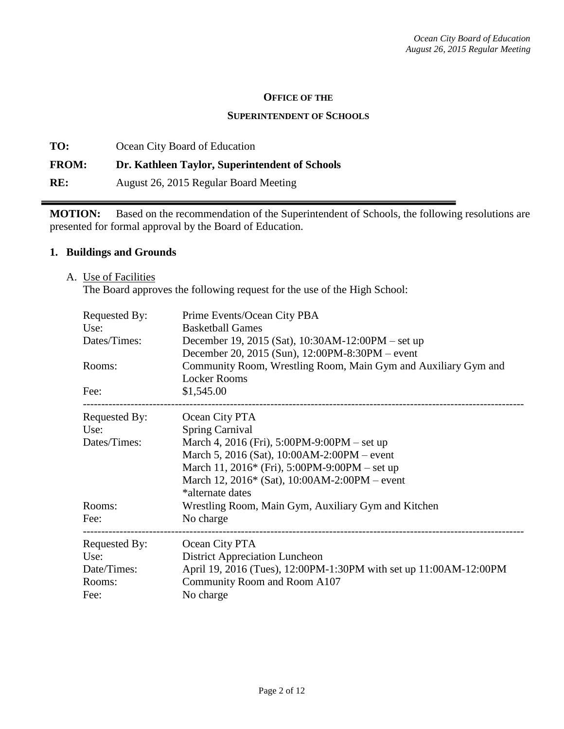**OFFICE OF THE**

**SUPERINTENDENT OF SCHOOLS**

**TO:** Ocean City Board of Education

**FROM:** **Dr. Kathleen Taylor, Superintendent of Schools**

**RE:** August 26, 2015 Regular Board Meeting

---

**MOTION:** Based on the recommendation of the Superintendent of Schools, the following resolutions are presented for formal approval by the Board of Education.

## 1. Buildings and Grounds

A. Use of Facilities

The Board approves the following request for the use of the High School:

| | |
|---|---|
| Requested By: | Prime Events/Ocean City PBA |
| Use: | Basketball Games |
| Dates/Times: | December 19, 2015 (Sat), 10:30AM-12:00PM – set up<br>December 20, 2015 (Sun), 12:00PM-8:30PM – event |
| Rooms: | Community Room, Wrestling Room, Main Gym and Auxiliary Gym and Locker Rooms |
| Fee: | $1,545.00 |

---

| | |
|---|---|
| Requested By: | Ocean City PTA |
| Use: | Spring Carnival |
| Dates/Times: | March 4, 2016 (Fri), 5:00PM-9:00PM – set up<br>March 5, 2016 (Sat), 10:00AM-2:00PM – event<br>March 11, 2016* (Fri), 5:00PM-9:00PM – set up<br>March 12, 2016* (Sat), 10:00AM-2:00PM – event<br>*alternate dates |
| Rooms: | Wrestling Room, Main Gym, Auxiliary Gym and Kitchen |
| Fee: | No charge |

---

| | |
|---|---|
| Requested By: | Ocean City PTA |
| Use: | District Appreciation Luncheon |
| Date/Times: | April 19, 2016 (Tues), 12:00PM-1:30PM with set up 11:00AM-12:00PM |
| Rooms: | Community Room and Room A107 |
| Fee: | No charge |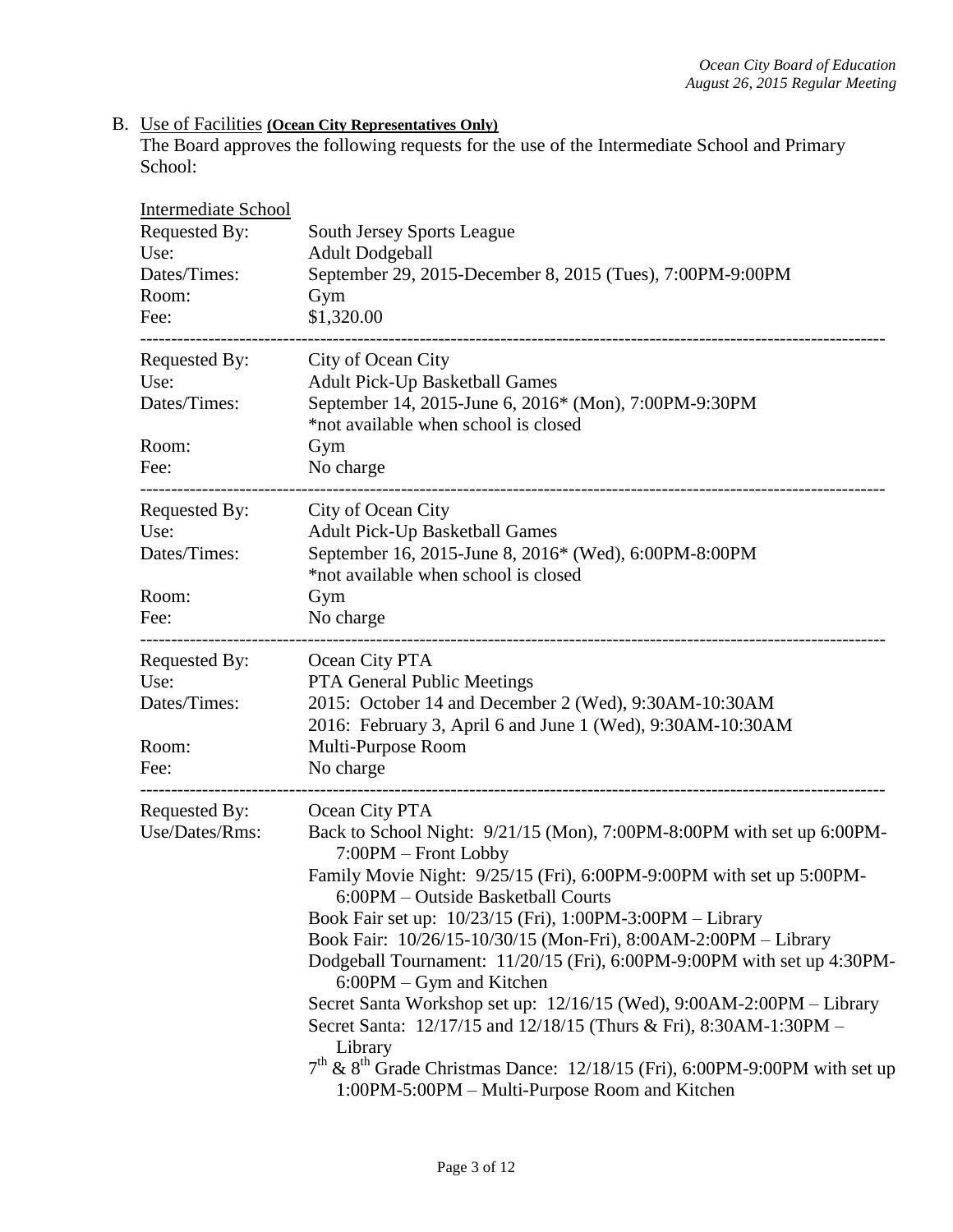B. <u>Use of Facilities</u> **(Ocean City Representatives Only)**
The Board approves the following requests for the use of the Intermediate School and Primary School:

<u>Intermediate School</u>

| | |
|---|---|
| Requested By: | South Jersey Sports League |
| Use: | Adult Dodgeball |
| Dates/Times: | September 29, 2015-December 8, 2015 (Tues), 7:00PM-9:00PM |
| Room: | Gym |
| Fee: | $1,320.00 |

---

| | |
|---|---|
| Requested By: | City of Ocean City |
| Use: | Adult Pick-Up Basketball Games |
| Dates/Times: | September 14, 2015-June 6, 2016* (Mon), 7:00PM-9:30PM<br>*not available when school is closed |
| Room: | Gym |
| Fee: | No charge |

---

| | |
|---|---|
| Requested By: | City of Ocean City |
| Use: | Adult Pick-Up Basketball Games |
| Dates/Times: | September 16, 2015-June 8, 2016* (Wed), 6:00PM-8:00PM<br>*not available when school is closed |
| Room: | Gym |
| Fee: | No charge |

---

| | |
|---|---|
| Requested By: | Ocean City PTA |
| Use: | PTA General Public Meetings |
| Dates/Times: | 2015: October 14 and December 2 (Wed), 9:30AM-10:30AM<br>2016: February 3, April 6 and June 1 (Wed), 9:30AM-10:30AM |
| Room: | Multi-Purpose Room |
| Fee: | No charge |

---

Requested By: Ocean City PTA

Use/Dates/Rms:

- Back to School Night: 9/21/15 (Mon), 7:00PM-8:00PM with set up 6:00PM-7:00PM – Front Lobby
- Family Movie Night: 9/25/15 (Fri), 6:00PM-9:00PM with set up 5:00PM-6:00PM – Outside Basketball Courts
- Book Fair set up: 10/23/15 (Fri), 1:00PM-3:00PM – Library
- Book Fair: 10/26/15-10/30/15 (Mon-Fri), 8:00AM-2:00PM – Library
- Dodgeball Tournament: 11/20/15 (Fri), 6:00PM-9:00PM with set up 4:30PM-6:00PM – Gym and Kitchen
- Secret Santa Workshop set up: 12/16/15 (Wed), 9:00AM-2:00PM – Library
- Secret Santa: 12/17/15 and 12/18/15 (Thurs & Fri), 8:30AM-1:30PM – Library
- 7th & 8th Grade Christmas Dance: 12/18/15 (Fri), 6:00PM-9:00PM with set up 1:00PM-5:00PM – Multi-Purpose Room and Kitchen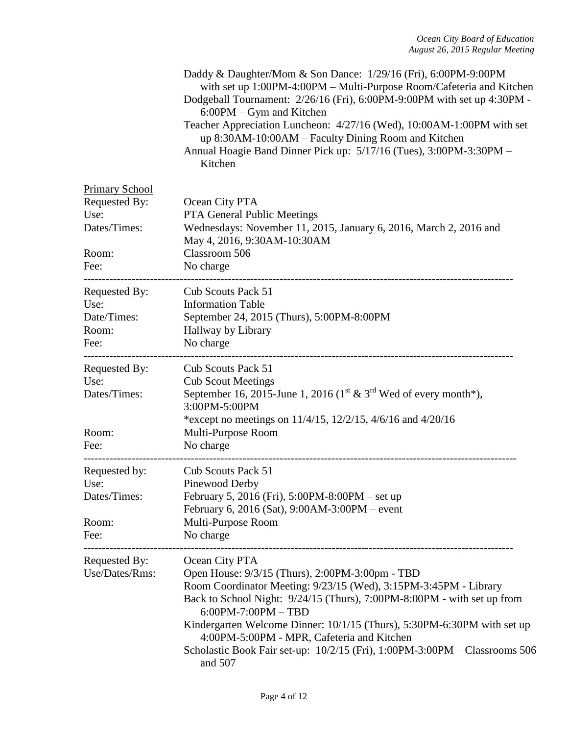Daddy & Daughter/Mom & Son Dance: 1/29/16 (Fri), 6:00PM-9:00PM with set up 1:00PM-4:00PM – Multi-Purpose Room/Cafeteria and Kitchen
Dodgeball Tournament: 2/26/16 (Fri), 6:00PM-9:00PM with set up 4:30PM - 6:00PM – Gym and Kitchen
Teacher Appreciation Luncheon: 4/27/16 (Wed), 10:00AM-1:00PM with set up 8:30AM-10:00AM – Faculty Dining Room and Kitchen
Annual Hoagie Band Dinner Pick up: 5/17/16 (Tues), 3:00PM-3:30PM – Kitchen

<u>Primary School</u>

Requested By: Ocean City PTA
Use: PTA General Public Meetings
Dates/Times: Wednesdays: November 11, 2015, January 6, 2016, March 2, 2016 and May 4, 2016, 9:30AM-10:30AM
Room: Classroom 506
Fee: No charge

---

Requested By: Cub Scouts Pack 51
Use: Information Table
Date/Times: September 24, 2015 (Thurs), 5:00PM-8:00PM
Room: Hallway by Library
Fee: No charge

---

Requested By: Cub Scouts Pack 51
Use: Cub Scout Meetings
Dates/Times: September 16, 2015-June 1, 2016 (1st & 3rd Wed of every month*), 3:00PM-5:00PM
*except no meetings on 11/4/15, 12/2/15, 4/6/16 and 4/20/16
Room: Multi-Purpose Room
Fee: No charge

---

Requested by: Cub Scouts Pack 51
Use: Pinewood Derby
Dates/Times: February 5, 2016 (Fri), 5:00PM-8:00PM – set up
February 6, 2016 (Sat), 9:00AM-3:00PM – event
Room: Multi-Purpose Room
Fee: No charge

---

Requested By: Ocean City PTA
Use/Dates/Rms: Open House: 9/3/15 (Thurs), 2:00PM-3:00pm - TBD
Room Coordinator Meeting: 9/23/15 (Wed), 3:15PM-3:45PM - Library
Back to School Night: 9/24/15 (Thurs), 7:00PM-8:00PM - with set up from 6:00PM-7:00PM – TBD
Kindergarten Welcome Dinner: 10/1/15 (Thurs), 5:30PM-6:30PM with set up 4:00PM-5:00PM - MPR, Cafeteria and Kitchen
Scholastic Book Fair set-up: 10/2/15 (Fri), 1:00PM-3:00PM – Classrooms 506 and 507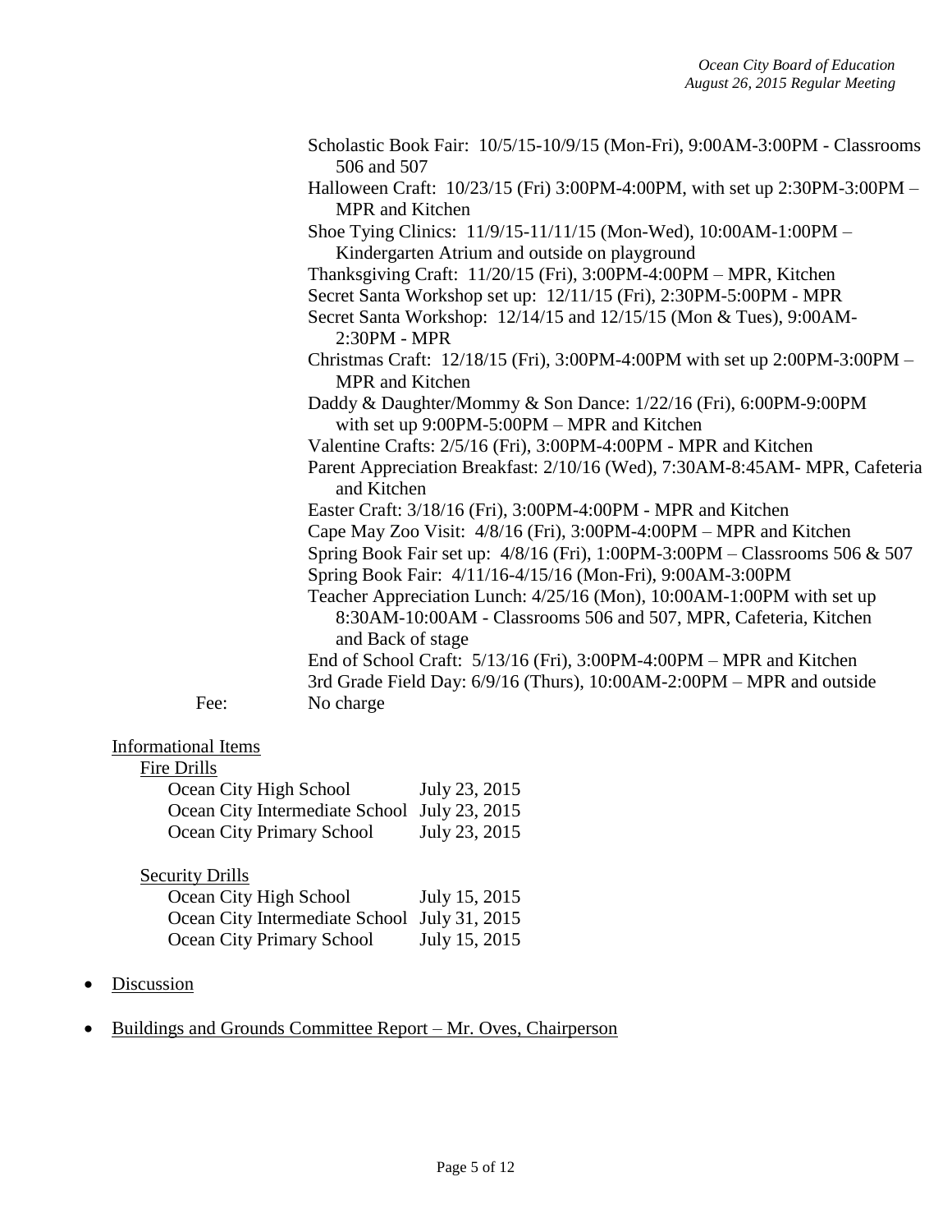Scholastic Book Fair: 10/5/15-10/9/15 (Mon-Fri), 9:00AM-3:00PM - Classrooms 506 and 507
Halloween Craft: 10/23/15 (Fri) 3:00PM-4:00PM, with set up 2:30PM-3:00PM – MPR and Kitchen
Shoe Tying Clinics: 11/9/15-11/11/15 (Mon-Wed), 10:00AM-1:00PM – Kindergarten Atrium and outside on playground
Thanksgiving Craft: 11/20/15 (Fri), 3:00PM-4:00PM – MPR, Kitchen
Secret Santa Workshop set up: 12/11/15 (Fri), 2:30PM-5:00PM - MPR
Secret Santa Workshop: 12/14/15 and 12/15/15 (Mon & Tues), 9:00AM-2:30PM - MPR
Christmas Craft: 12/18/15 (Fri), 3:00PM-4:00PM with set up 2:00PM-3:00PM – MPR and Kitchen
Daddy & Daughter/Mommy & Son Dance: 1/22/16 (Fri), 6:00PM-9:00PM with set up 9:00PM-5:00PM – MPR and Kitchen
Valentine Crafts: 2/5/16 (Fri), 3:00PM-4:00PM - MPR and Kitchen
Parent Appreciation Breakfast: 2/10/16 (Wed), 7:30AM-8:45AM- MPR, Cafeteria and Kitchen
Easter Craft: 3/18/16 (Fri), 3:00PM-4:00PM - MPR and Kitchen
Cape May Zoo Visit: 4/8/16 (Fri), 3:00PM-4:00PM – MPR and Kitchen
Spring Book Fair set up: 4/8/16 (Fri), 1:00PM-3:00PM – Classrooms 506 & 507
Spring Book Fair: 4/11/16-4/15/16 (Mon-Fri), 9:00AM-3:00PM
Teacher Appreciation Lunch: 4/25/16 (Mon), 10:00AM-1:00PM with set up 8:30AM-10:00AM - Classrooms 506 and 507, MPR, Cafeteria, Kitchen and Back of stage
End of School Craft: 5/13/16 (Fri), 3:00PM-4:00PM – MPR and Kitchen
3rd Grade Field Day: 6/9/16 (Thurs), 10:00AM-2:00PM – MPR and outside

Fee: No charge

Informational Items

Fire Drills

| | |
|---|---|
| Ocean City High School | July 23, 2015 |
| Ocean City Intermediate School | July 23, 2015 |
| Ocean City Primary School | July 23, 2015 |

Security Drills

| | |
|---|---|
| Ocean City High School | July 15, 2015 |
| Ocean City Intermediate School | July 31, 2015 |
| Ocean City Primary School | July 15, 2015 |

- Discussion
- Buildings and Grounds Committee Report – Mr. Oves, Chairperson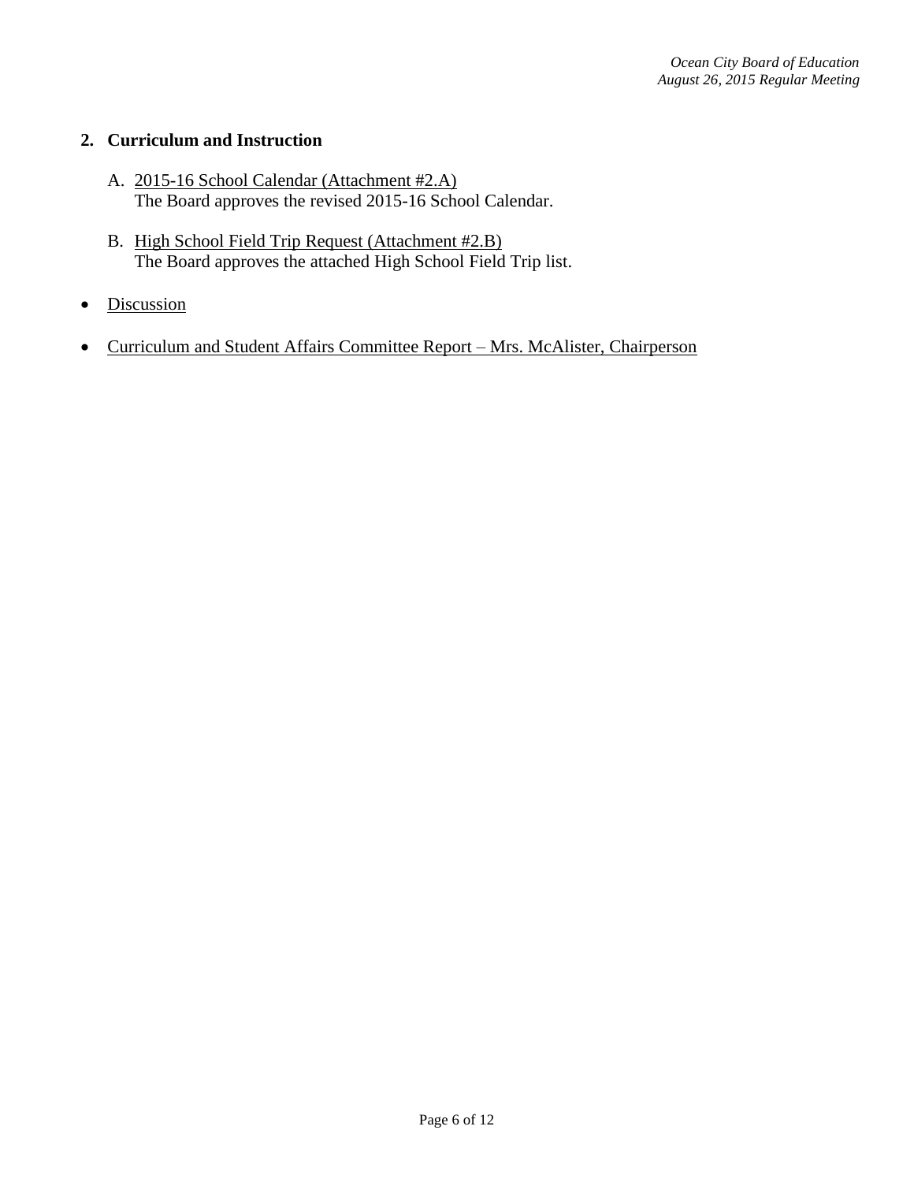## 2. Curriculum and Instruction

A. <u>2015-16 School Calendar (Attachment #2.A)</u>
   The Board approves the revised 2015-16 School Calendar.

B. <u>High School Field Trip Request (Attachment #2.B)</u>
   The Board approves the attached High School Field Trip list.

- <u>Discussion</u>

- <u>Curriculum and Student Affairs Committee Report – Mrs. McAlister, Chairperson</u>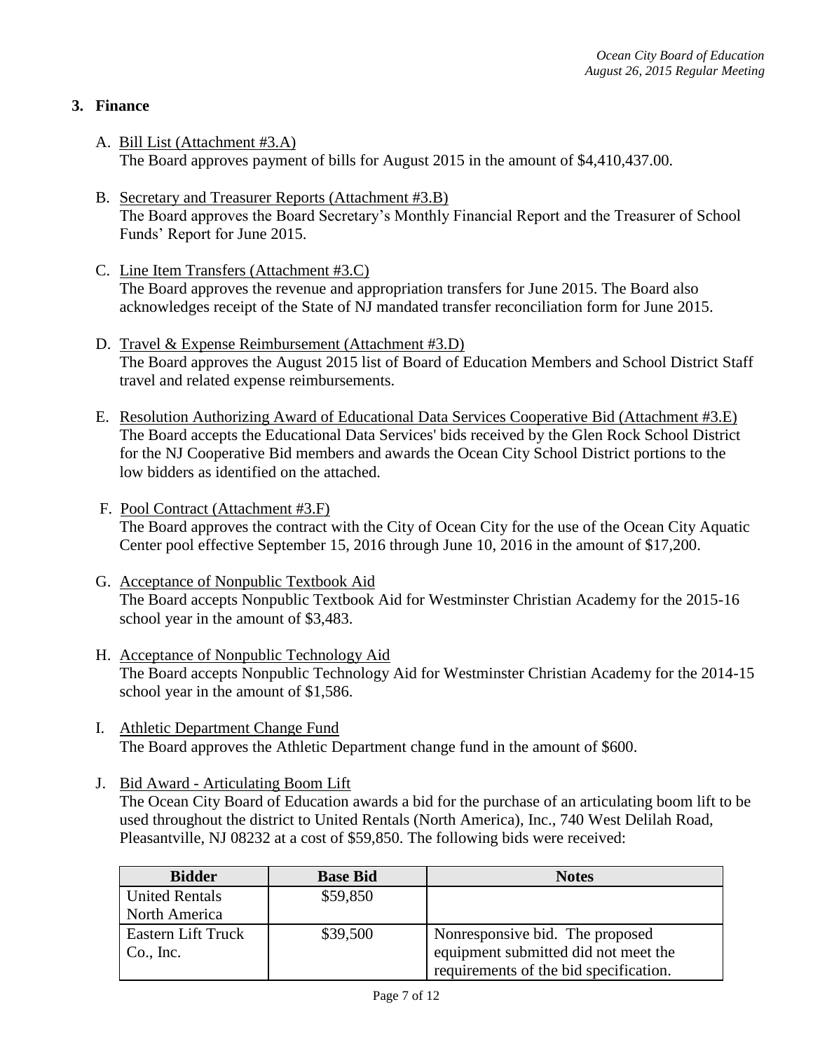## 3. Finance

A. Bill List (Attachment #3.A)
   The Board approves payment of bills for August 2015 in the amount of $4,410,437.00.

B. Secretary and Treasurer Reports (Attachment #3.B)
   The Board approves the Board Secretary's Monthly Financial Report and the Treasurer of School Funds' Report for June 2015.

C. Line Item Transfers (Attachment #3.C)
   The Board approves the revenue and appropriation transfers for June 2015. The Board also acknowledges receipt of the State of NJ mandated transfer reconciliation form for June 2015.

D. Travel & Expense Reimbursement (Attachment #3.D)
   The Board approves the August 2015 list of Board of Education Members and School District Staff travel and related expense reimbursements.

E. Resolution Authorizing Award of Educational Data Services Cooperative Bid (Attachment #3.E)
   The Board accepts the Educational Data Services' bids received by the Glen Rock School District for the NJ Cooperative Bid members and awards the Ocean City School District portions to the low bidders as identified on the attached.

F. Pool Contract (Attachment #3.F)
   The Board approves the contract with the City of Ocean City for the use of the Ocean City Aquatic Center pool effective September 15, 2016 through June 10, 2016 in the amount of $17,200.

G. Acceptance of Nonpublic Textbook Aid
   The Board accepts Nonpublic Textbook Aid for Westminster Christian Academy for the 2015-16 school year in the amount of $3,483.

H. Acceptance of Nonpublic Technology Aid
   The Board accepts Nonpublic Technology Aid for Westminster Christian Academy for the 2014-15 school year in the amount of $1,586.

I. Athletic Department Change Fund
   The Board approves the Athletic Department change fund in the amount of $600.

J. Bid Award - Articulating Boom Lift
   The Ocean City Board of Education awards a bid for the purchase of an articulating boom lift to be used throughout the district to United Rentals (North America), Inc., 740 West Delilah Road, Pleasantville, NJ 08232 at a cost of $59,850. The following bids were received:

| Bidder | Base Bid | Notes |
|---|---|---|
| United Rentals North America | $59,850 | |
| Eastern Lift Truck Co., Inc. | $39,500 | Nonresponsive bid. The proposed equipment submitted did not meet the requirements of the bid specification. |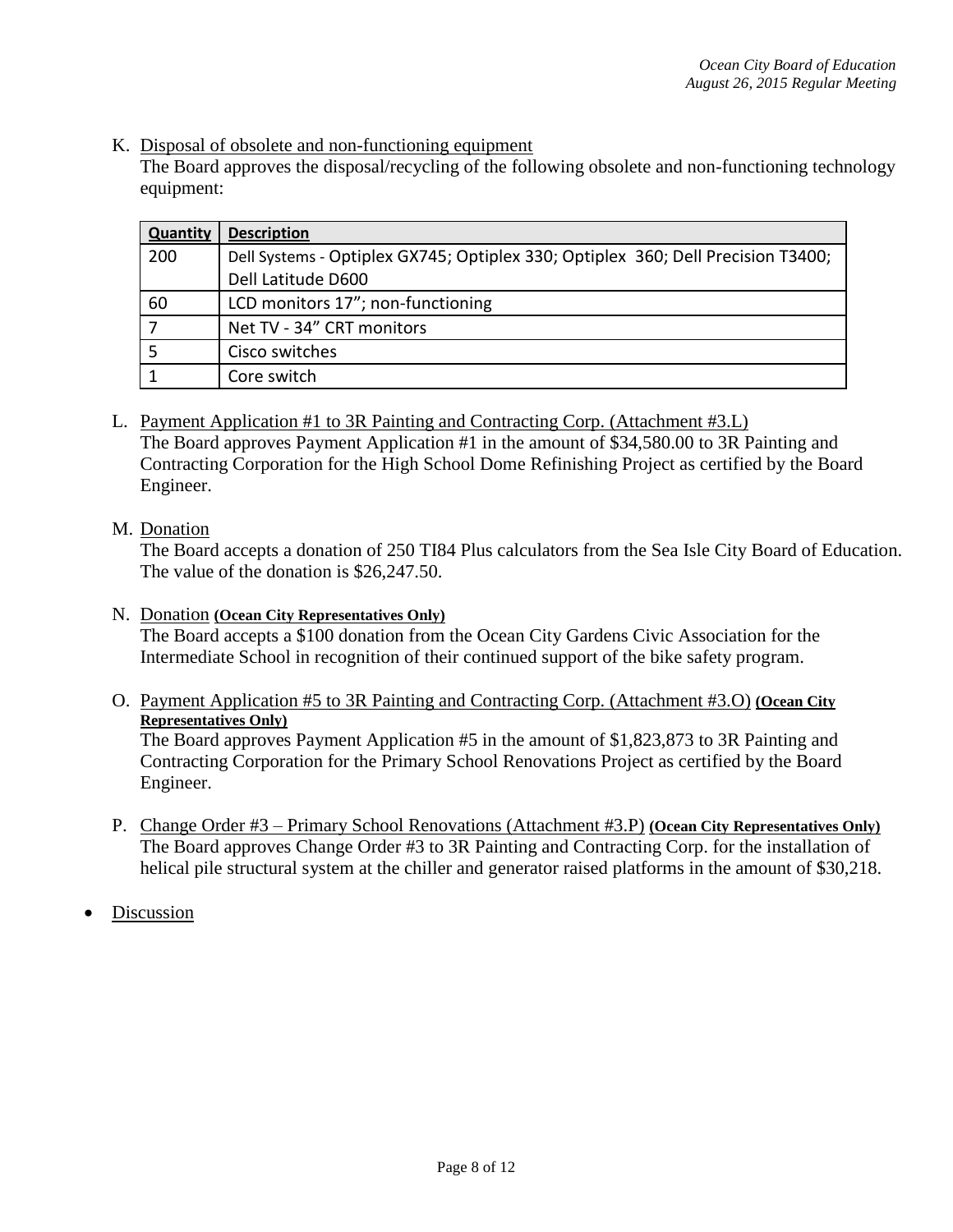K. Disposal of obsolete and non-functioning equipment

The Board approves the disposal/recycling of the following obsolete and non-functioning technology equipment:

| Quantity | Description |
|---|---|
| 200 | Dell Systems - Optiplex GX745; Optiplex 330; Optiplex 360; Dell Precision T3400; Dell Latitude D600 |
| 60 | LCD monitors 17"; non-functioning |
| 7 | Net TV - 34" CRT monitors |
| 5 | Cisco switches |
| 1 | Core switch |

L. Payment Application #1 to 3R Painting and Contracting Corp. (Attachment #3.L)

The Board approves Payment Application #1 in the amount of $34,580.00 to 3R Painting and Contracting Corporation for the High School Dome Refinishing Project as certified by the Board Engineer.

M. Donation

The Board accepts a donation of 250 TI84 Plus calculators from the Sea Isle City Board of Education. The value of the donation is $26,247.50.

N. Donation **(Ocean City Representatives Only)**

The Board accepts a $100 donation from the Ocean City Gardens Civic Association for the Intermediate School in recognition of their continued support of the bike safety program.

O. Payment Application #5 to 3R Painting and Contracting Corp. (Attachment #3.O) **(Ocean City Representatives Only)**

The Board approves Payment Application #5 in the amount of $1,823,873 to 3R Painting and Contracting Corporation for the Primary School Renovations Project as certified by the Board Engineer.

P. Change Order #3 – Primary School Renovations (Attachment #3.P) **(Ocean City Representatives Only)**

The Board approves Change Order #3 to 3R Painting and Contracting Corp. for the installation of helical pile structural system at the chiller and generator raised platforms in the amount of $30,218.

- Discussion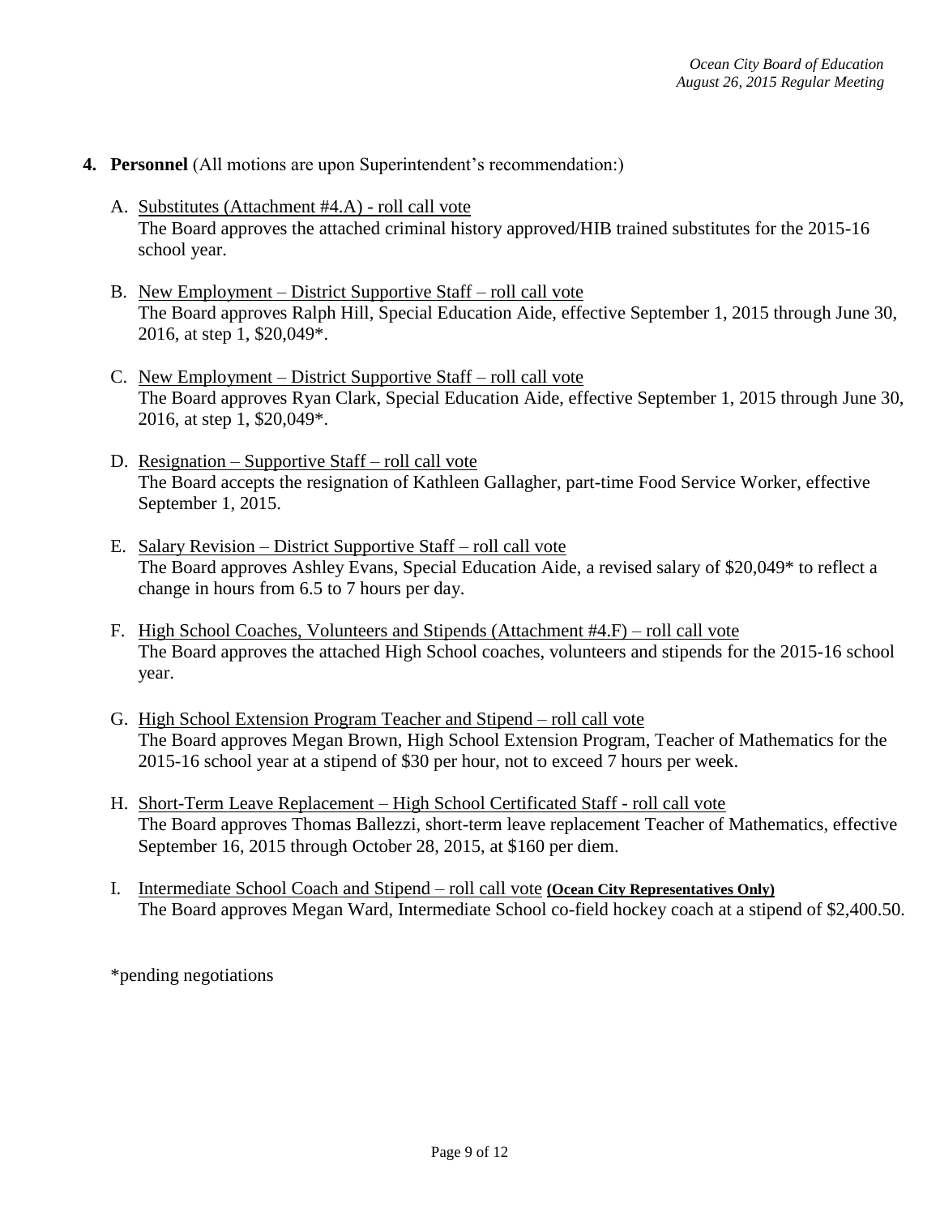4. **Personnel** (All motions are upon Superintendent's recommendation:)

   A. Substitutes (Attachment #4.A) - roll call vote
   The Board approves the attached criminal history approved/HIB trained substitutes for the 2015-16 school year.

   B. New Employment – District Supportive Staff – roll call vote
   The Board approves Ralph Hill, Special Education Aide, effective September 1, 2015 through June 30, 2016, at step 1, $20,049*.

   C. New Employment – District Supportive Staff – roll call vote
   The Board approves Ryan Clark, Special Education Aide, effective September 1, 2015 through June 30, 2016, at step 1, $20,049*.

   D. Resignation – Supportive Staff – roll call vote
   The Board accepts the resignation of Kathleen Gallagher, part-time Food Service Worker, effective September 1, 2015.

   E. Salary Revision – District Supportive Staff – roll call vote
   The Board approves Ashley Evans, Special Education Aide, a revised salary of $20,049* to reflect a change in hours from 6.5 to 7 hours per day.

   F. High School Coaches, Volunteers and Stipends (Attachment #4.F) – roll call vote
   The Board approves the attached High School coaches, volunteers and stipends for the 2015-16 school year.

   G. High School Extension Program Teacher and Stipend – roll call vote
   The Board approves Megan Brown, High School Extension Program, Teacher of Mathematics for the 2015-16 school year at a stipend of $30 per hour, not to exceed 7 hours per week.

   H. Short-Term Leave Replacement – High School Certificated Staff - roll call vote
   The Board approves Thomas Ballezzi, short-term leave replacement Teacher of Mathematics, effective September 16, 2015 through October 28, 2015, at $160 per diem.

   I. Intermediate School Coach and Stipend – roll call vote **(Ocean City Representatives Only)**
   The Board approves Megan Ward, Intermediate School co-field hockey coach at a stipend of $2,400.50.

*pending negotiations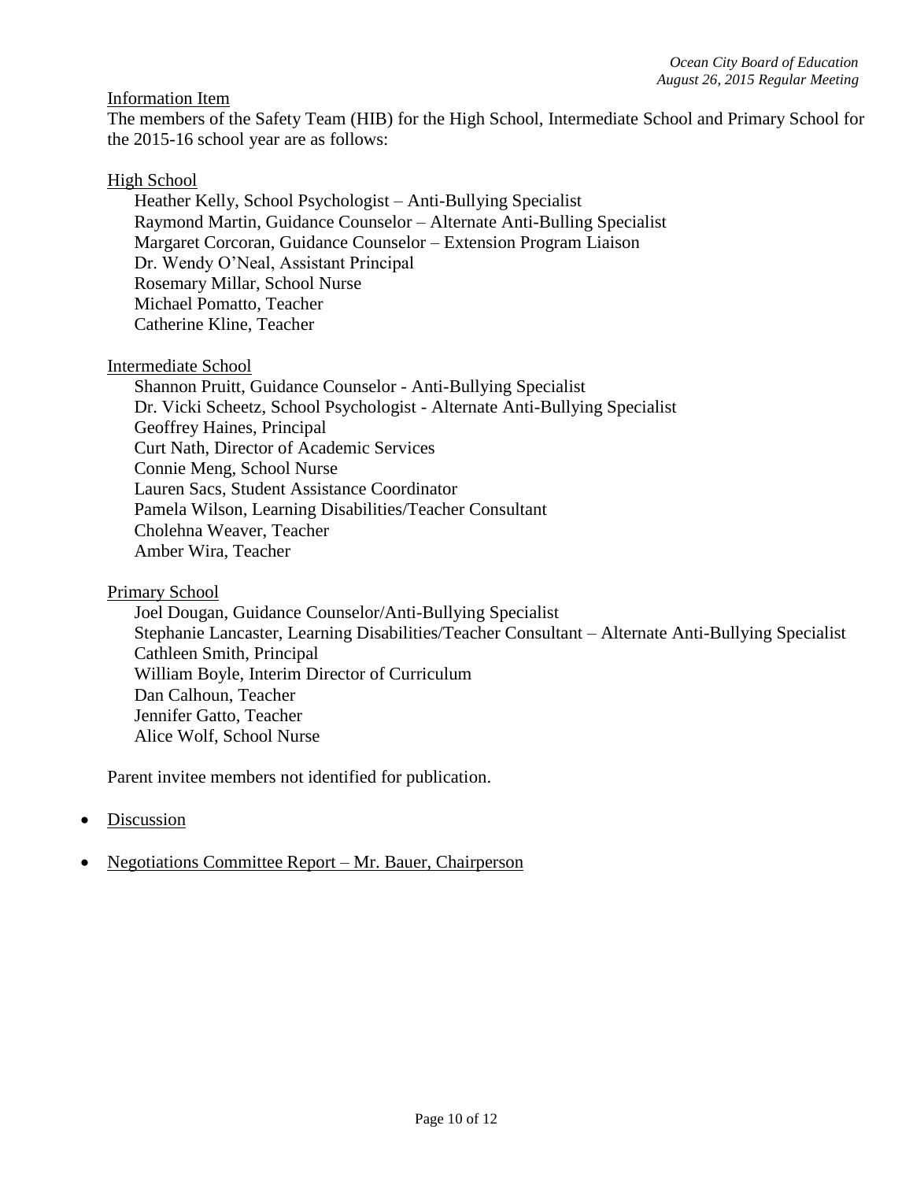Information Item

The members of the Safety Team (HIB) for the High School, Intermediate School and Primary School for the 2015-16 school year are as follows:

High School

Heather Kelly, School Psychologist – Anti-Bullying Specialist
Raymond Martin, Guidance Counselor – Alternate Anti-Bulling Specialist
Margaret Corcoran, Guidance Counselor – Extension Program Liaison
Dr. Wendy O'Neal, Assistant Principal
Rosemary Millar, School Nurse
Michael Pomatto, Teacher
Catherine Kline, Teacher

Intermediate School

Shannon Pruitt, Guidance Counselor - Anti-Bullying Specialist
Dr. Vicki Scheetz, School Psychologist - Alternate Anti-Bullying Specialist
Geoffrey Haines, Principal
Curt Nath, Director of Academic Services
Connie Meng, School Nurse
Lauren Sacs, Student Assistance Coordinator
Pamela Wilson, Learning Disabilities/Teacher Consultant
Cholehna Weaver, Teacher
Amber Wira, Teacher

Primary School

Joel Dougan, Guidance Counselor/Anti-Bullying Specialist
Stephanie Lancaster, Learning Disabilities/Teacher Consultant – Alternate Anti-Bullying Specialist
Cathleen Smith, Principal
William Boyle, Interim Director of Curriculum
Dan Calhoun, Teacher
Jennifer Gatto, Teacher
Alice Wolf, School Nurse

Parent invitee members not identified for publication.

- Discussion

- Negotiations Committee Report – Mr. Bauer, Chairperson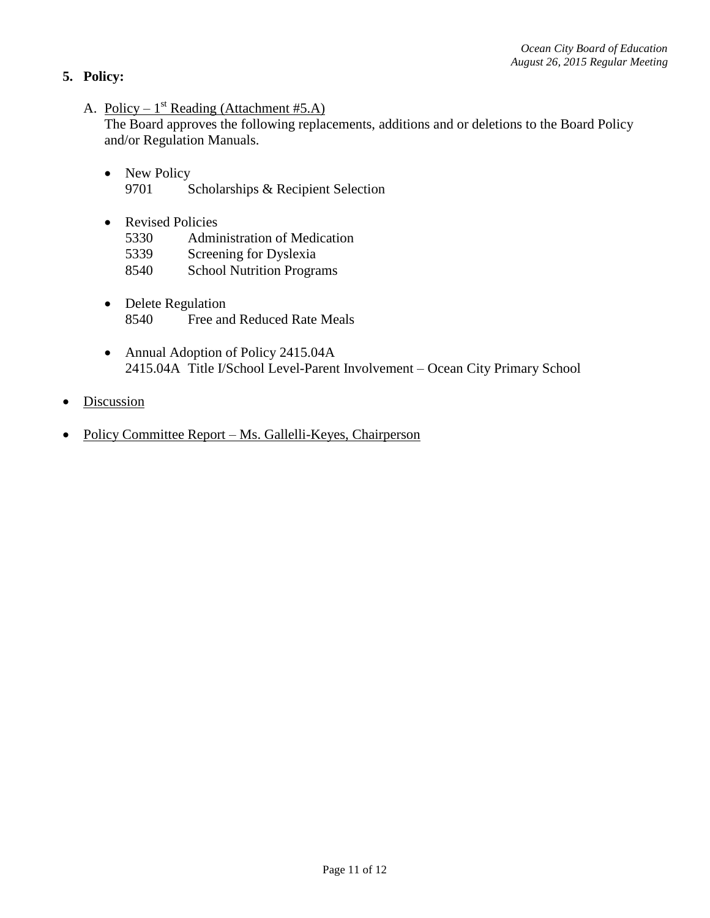**5. Policy:**

A. Policy – 1st Reading (Attachment #5.A)
The Board approves the following replacements, additions and or deletions to the Board Policy and/or Regulation Manuals.

- New Policy
  9701 Scholarships & Recipient Selection

- Revised Policies
  5330 Administration of Medication
  5339 Screening for Dyslexia
  8540 School Nutrition Programs

- Delete Regulation
  8540 Free and Reduced Rate Meals

- Annual Adoption of Policy 2415.04A
  2415.04A Title I/School Level-Parent Involvement – Ocean City Primary School

- Discussion

- Policy Committee Report – Ms. Gallelli-Keyes, Chairperson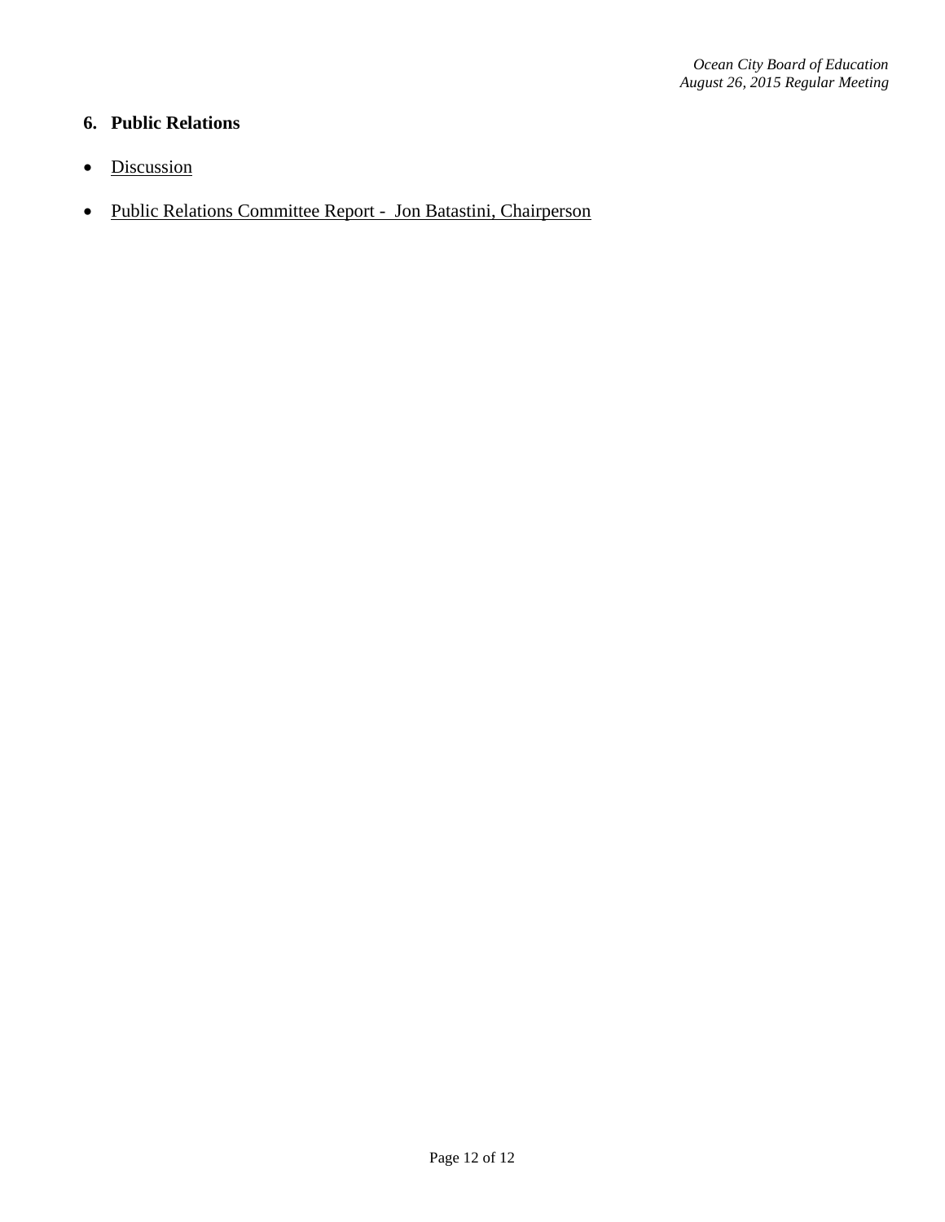**6. Public Relations**

- Discussion

- Public Relations Committee Report - Jon Batastini, Chairperson